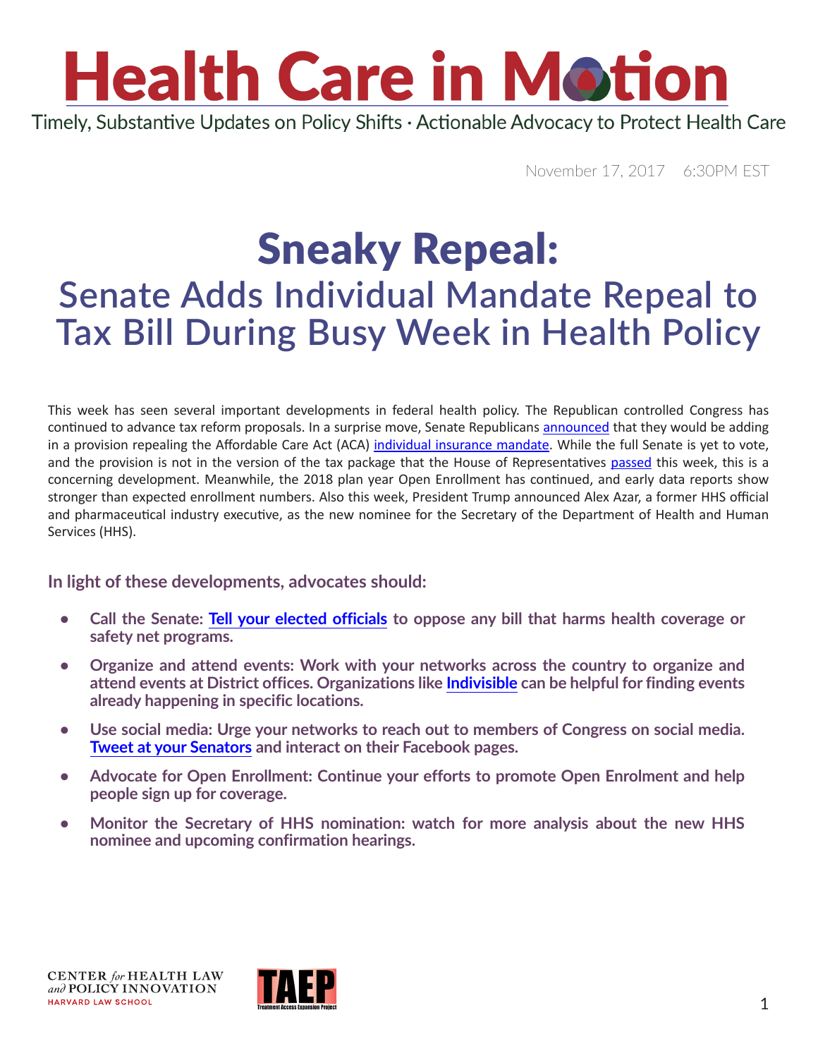# Health Care in Motion

Timely, Substantive Updates on Policy Shifts · Actionable Advocacy to Protect Health Care

November 17, 2017 6:30PM EST

# Sneaky Repeal:

## Senate Adds Individual Mandate Repeal to Tax Bill During Busy Week in Health Policy

This week has seen several important developments in federal health policy. The Republican controlled Congress has continued to advance tax reform proposals. In a surprise move, Senate Republicans announced that they would be adding in a provision repealing the Affordable Care Act (ACA) individual insurance mandate. While the full Senate is yet to vote, and the provision is not in the version of the tax package that the House of Representatives passed this week, this is a concerning development. Meanwhile, the 2018 plan year Open Enrollment has continued, and early data reports show stronger than expected enrollment numbers. Also this week, President Trump announced Alex Azar, a former HHS official and pharmaceutical industry executive, as the new nominee for the Secretary of the Department of Health and Human Services (HHS).

### In light of these developments, advocates should:

- **Call the Senate: Tell your elected officials to oppose any bill that harms health coverage or safety net programs.**
- **Organize and attend events: Work with your networks across the country to organize and attend events at District offices. Organizations like Indivisible can be helpful for finding events already happening in specific locations.**
- **Use social media: Urge your networks to reach out to members of Congress on social media. Tweet at your Senators and interact on their Facebook pages.**
- **Advocate for Open Enrollment: Continue your efforts to promote Open Enrolment and help people sign up for coverage.**
- **Monitor the Secretary of HHS nomination: watch for more analysis about the new HHS nominee and upcoming confirmation hearings.**

CENTER *for* HEALTH LAW *and* POLICY INNOVATION
HARVARD LAW SCHOOL

TAEP Treatment Access Expansion Project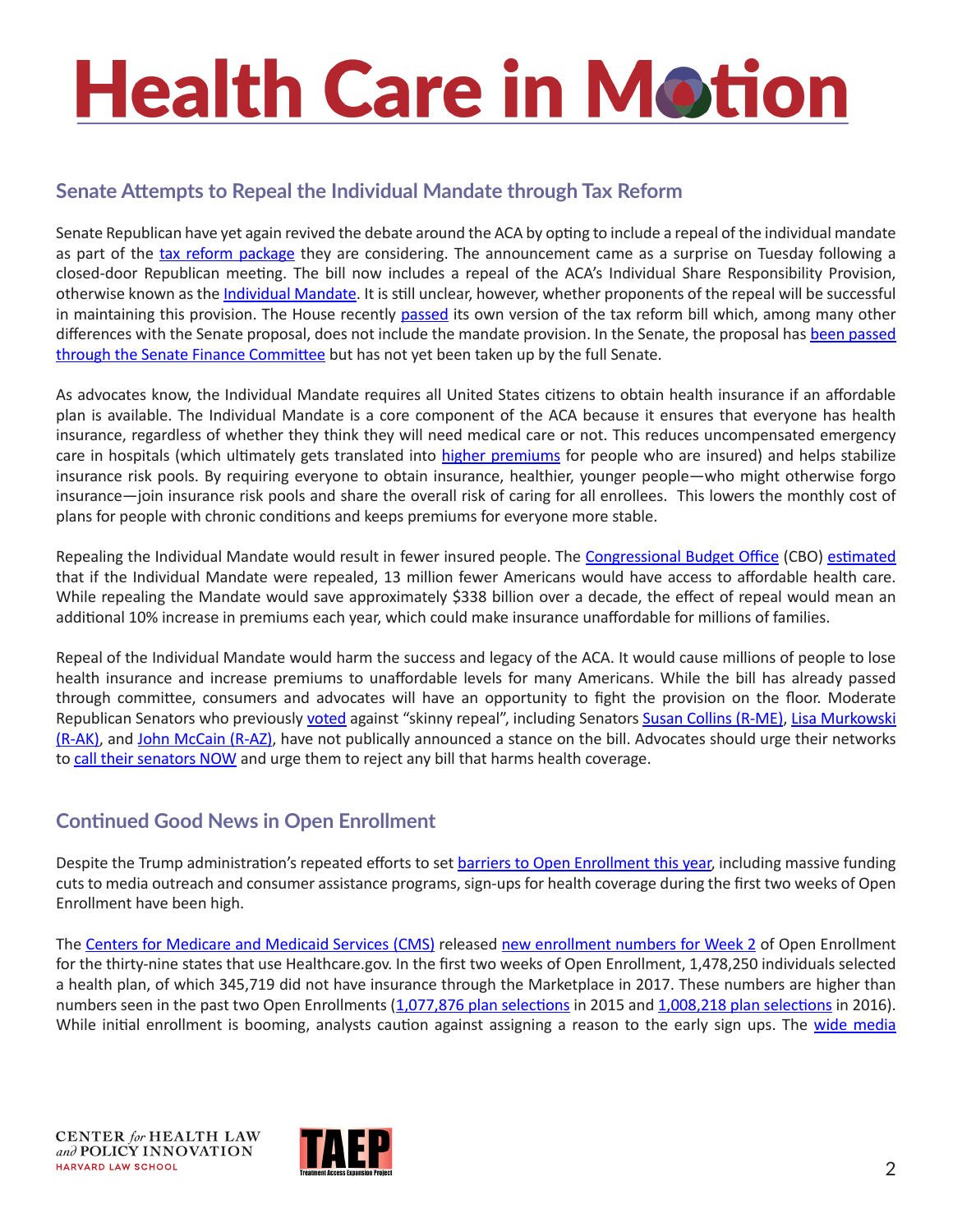## Senate Attempts to Repeal the Individual Mandate through Tax Reform

Senate Republican have yet again revived the debate around the ACA by opting to include a repeal of the individual mandate as part of the tax reform package they are considering. The announcement came as a surprise on Tuesday following a closed-door Republican meeting. The bill now includes a repeal of the ACA's Individual Share Responsibility Provision, otherwise known as the Individual Mandate. It is still unclear, however, whether proponents of the repeal will be successful in maintaining this provision. The House recently passed its own version of the tax reform bill which, among many other differences with the Senate proposal, does not include the mandate provision. In the Senate, the proposal has been passed through the Senate Finance Committee but has not yet been taken up by the full Senate.

As advocates know, the Individual Mandate requires all United States citizens to obtain health insurance if an affordable plan is available. The Individual Mandate is a core component of the ACA because it ensures that everyone has health insurance, regardless of whether they think they will need medical care or not. This reduces uncompensated emergency care in hospitals (which ultimately gets translated into higher premiums for people who are insured) and helps stabilize insurance risk pools. By requiring everyone to obtain insurance, healthier, younger people—who might otherwise forgo insurance—join insurance risk pools and share the overall risk of caring for all enrollees. This lowers the monthly cost of plans for people with chronic conditions and keeps premiums for everyone more stable.

Repealing the Individual Mandate would result in fewer insured people. The Congressional Budget Office (CBO) estimated that if the Individual Mandate were repealed, 13 million fewer Americans would have access to affordable health care. While repealing the Mandate would save approximately $338 billion over a decade, the effect of repeal would mean an additional 10% increase in premiums each year, which could make insurance unaffordable for millions of families.

Repeal of the Individual Mandate would harm the success and legacy of the ACA. It would cause millions of people to lose health insurance and increase premiums to unaffordable levels for many Americans. While the bill has already passed through committee, consumers and advocates will have an opportunity to fight the provision on the floor. Moderate Republican Senators who previously voted against "skinny repeal", including Senators Susan Collins (R-ME), Lisa Murkowski (R-AK), and John McCain (R-AZ), have not publically announced a stance on the bill. Advocates should urge their networks to call their senators NOW and urge them to reject any bill that harms health coverage.

## Continued Good News in Open Enrollment

Despite the Trump administration's repeated efforts to set barriers to Open Enrollment this year, including massive funding cuts to media outreach and consumer assistance programs, sign-ups for health coverage during the first two weeks of Open Enrollment have been high.

The Centers for Medicare and Medicaid Services (CMS) released new enrollment numbers for Week 2 of Open Enrollment for the thirty-nine states that use Healthcare.gov. In the first two weeks of Open Enrollment, 1,478,250 individuals selected a health plan, of which 345,719 did not have insurance through the Marketplace in 2017. These numbers are higher than numbers seen in the past two Open Enrollments (1,077,876 plan selections in 2015 and 1,008,218 plan selections in 2016). While initial enrollment is booming, analysts caution against assigning a reason to the early sign ups. The wide media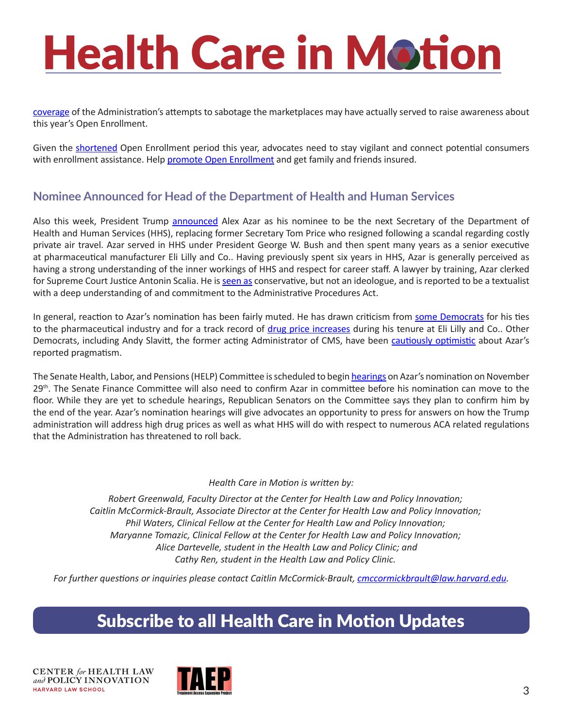coverage of the Administration's attempts to sabotage the marketplaces may have actually served to raise awareness about this year's Open Enrollment.

Given the shortened Open Enrollment period this year, advocates need to stay vigilant and connect potential consumers with enrollment assistance. Help promote Open Enrollment and get family and friends insured.

## Nominee Announced for Head of the Department of Health and Human Services

Also this week, President Trump announced Alex Azar as his nominee to be the next Secretary of the Department of Health and Human Services (HHS), replacing former Secretary Tom Price who resigned following a scandal regarding costly private air travel. Azar served in HHS under President George W. Bush and then spent many years as a senior executive at pharmaceutical manufacturer Eli Lilly and Co.. Having previously spent six years in HHS, Azar is generally perceived as having a strong understanding of the inner workings of HHS and respect for career staff. A lawyer by training, Azar clerked for Supreme Court Justice Antonin Scalia. He is seen as conservative, but not an ideologue, and is reported to be a textualist with a deep understanding of and commitment to the Administrative Procedures Act.

In general, reaction to Azar's nomination has been fairly muted. He has drawn criticism from some Democrats for his ties to the pharmaceutical industry and for a track record of drug price increases during his tenure at Eli Lilly and Co.. Other Democrats, including Andy Slavitt, the former acting Administrator of CMS, have been cautiously optimistic about Azar's reported pragmatism.

The Senate Health, Labor, and Pensions (HELP) Committee is scheduled to begin hearings on Azar's nomination on November 29th. The Senate Finance Committee will also need to confirm Azar in committee before his nomination can move to the floor. While they are yet to schedule hearings, Republican Senators on the Committee says they plan to confirm him by the end of the year. Azar's nomination hearings will give advocates an opportunity to press for answers on how the Trump administration will address high drug prices as well as what HHS will do with respect to numerous ACA related regulations that the Administration has threatened to roll back.

*Health Care in Motion is written by:*

*Robert Greenwald, Faculty Director at the Center for Health Law and Policy Innovation;*
*Caitlin McCormick-Brault, Associate Director at the Center for Health Law and Policy Innovation;*
*Phil Waters, Clinical Fellow at the Center for Health Law and Policy Innovation;*
*Maryanne Tomazic, Clinical Fellow at the Center for Health Law and Policy Innovation;*
*Alice Dartevelle, student in the Health Law and Policy Clinic; and*
*Cathy Ren, student in the Health Law and Policy Clinic.*

*For further questions or inquiries please contact Caitlin McCormick-Brault, cmccormickbrault@law.harvard.edu.*

**Subscribe to all Health Care in Motion Updates**